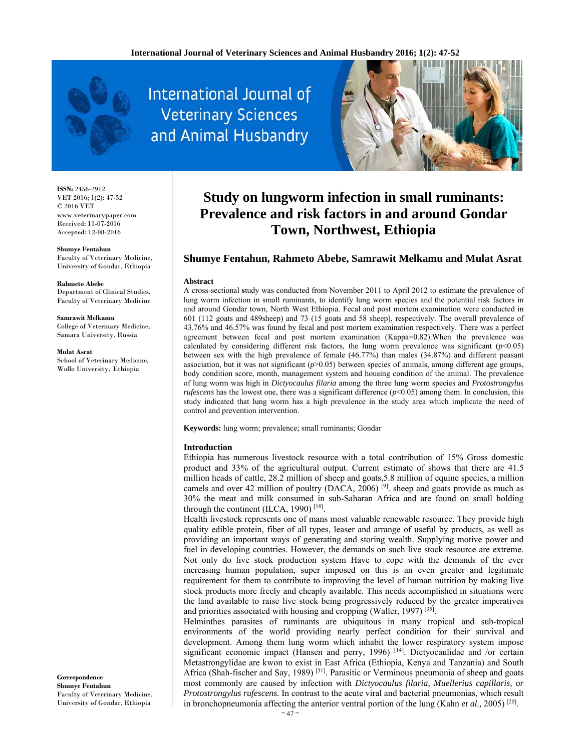ISSN: 2456-2912
VET 2016; 1(2): 47-52
© 2016 VET
www.veterinarypaper.com
Received: 11-07-2016
Accepted: 12-08-2016

**Shumye Fentahun**
Faculty of Veterinary Medicine, University of Gondar, Ethiopia

**Rahmeto Abebe**
Department of Clinical Studies, Faculty of Veterinary Medicine

**Samrawit Melkamu**
College of Veterinary Medicine, Samara University, Russia

**Mulat Asrat**
School of Veterinary Medicine, Wollo University, Ethiopia

**Correspondence**
**Shumye Fentahun**
Faculty of Veterinary Medicine, University of Gondar, Ethiopia

# Study on lungworm infection in small ruminants: Prevalence and risk factors in and around Gondar Town, Northwest, Ethiopia

## Shumye Fentahun, Rahmeto Abebe, Samrawit Melkamu and Mulat Asrat

### Abstract

A cross-sectional **s**tudy was conducted from November 2011 to April 2012 to estimate the prevalence of lung worm infection in small ruminants, to identify lung worm species and the potential risk factors in and around Gondar town, North West Ethiopia. Fecal and post mortem examination were conducted in 601 (112 goats and 489sheep) and 73 (15 goats and 58 sheep), respectively. The overall prevalence of 43.76% and 46.57% was found by fecal and post mortem examination respectively. There was a perfect agreement between fecal and post mortem examination (Kappa=0.82).When the prevalence was calculated by considering different risk factors, the lung worm prevalence was significant ($p<0.05$) between sex with the high prevalence of female (46.77%) than males (34.87%) and different peasant association, but it was not significant ($p>0.05$) between species of animals, among different age groups, body condition score, month, management system and housing condition of the animal. The prevalence of lung worm was high in *Dictyocaulus filaria* among the three lung worm species and *Protostrongylus rufescens* has the lowest one, there was a significant difference ($p<0.05$) among them. In conclusion, this study indicated that lung worm has a high prevalence in the study area which implicate the need of control and prevention intervention.

**Keywords:** lung worm; prevalence; small ruminants; Gondar

### Introduction

Ethiopia has numerous livestock resource with a total contribution of 15% Gross domestic product and 33% of the agricultural output. Current estimate of shows that there are 41.5 million heads of cattle, 28.2 million of sheep and goats,5.8 million of equine species, a million camels and over 42 million of poultry (DACA, 2006) [9]. sheep and goats provide as much as 30% the meat and milk consumed in sub-Saharan Africa and are found on small holding through the continent (ILCA, 1990) [18].

Health livestock represents one of mans most valuable renewable resource. They provide high quality edible protein, fiber of all types, leaser and arrange of useful by products, as well as providing an important ways of generating and storing wealth. Supplying motive power and fuel in developing countries. However, the demands on such live stock resource are extreme. Not only do live stock production system Have to cope with the demands of the ever increasing human population, super imposed on this is an even greater and legitimate requirement for them to contribute to improving the level of human nutrition by making live stock products more freely and cheaply available. This needs accomplished in situations were the land available to raise live stock being progressively reduced by the greater imperatives and priorities associated with housing and cropping (Waller, 1997) [35].

Helminthes parasites of ruminants are ubiquitous in many tropical and sub-tropical environments of the world providing nearly perfect condition for their survival and development. Among them lung worm which inhabit the lower respiratory system impose significant economic impact (Hansen and perry, 1996) [14]. Dictyocaulidae and /or certain Metastrongylidae are kwon to exist in East Africa (Ethiopia, Kenya and Tanzania) and South Africa (Shah-fischer and Say, 1989) [31]. Parasitic or Verminous pneumonia of sheep and goats most commonly are caused by infection with *Dictyocaulus filaria, Muellerius capillaris, or Protostrongylus rufescens.* In contrast to the acute viral and bacterial pneumonias, which result in bronchopneumonia affecting the anterior ventral portion of the lung (Kahn *et al.,* 2005) [20].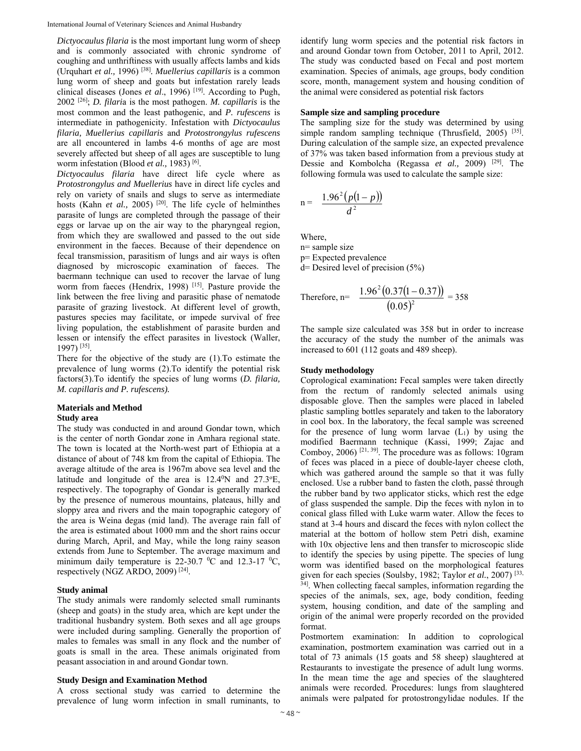*Dictyocaulus filaria* is the most important lung worm of sheep and is commonly associated with chronic syndrome of coughing and unthriftiness with usually affects lambs and kids (Urquhart *et al.,* 1996) [38]. *Muellerius capillaris* is a common lung worm of sheep and goats but infestation rarely leads clinical diseases (Jones *et al*., 1996) [19]. According to Pugh, 2002 [26]; *D. filari*a is the most pathogen. *M. capillaris* is the most common and the least pathogenic, and *P. rufescens* is intermediate in pathogenicity. Infestation with *Dictyocaulus filaria, Muellerius capillaris* and *Protostrongylus rufescens* are all encountered in lambs 4-6 months of age are most severely affected but sheep of all ages are susceptible to lung worm infestation (Blood *et al.,* 1983) [6].

*Dictyocaulus filaria* have direct life cycle where as *Protostrongylus and Muellerius* have in direct life cycles and rely on variety of snails and slugs to serve as intermediate hosts (Kahn *et al.,* 2005) [20]. The life cycle of helminthes parasite of lungs are completed through the passage of their eggs or larvae up on the air way to the pharyngeal region, from which they are swallowed and passed to the out side environment in the faeces. Because of their dependence on fecal transmission, parasitism of lungs and air ways is often diagnosed by microscopic examination of faeces. The baermann technique can used to recover the larvae of lung worm from faeces (Hendrix, 1998) [15]. Pasture provide the link between the free living and parasitic phase of nematode parasite of grazing livestock. At different level of growth, pastures species may facilitate, or impede survival of free living population, the establishment of parasite burden and lessen or intensify the effect parasites in livestock (Waller, 1997) [35].

There for the objective of the study are (1).To estimate the prevalence of lung worms (2).To identify the potential risk factors(3).To identify the species of lung worms (*D. filaria, M. capillaris and P. rufescens).*

## Materials and Method

### Study area

The study was conducted in and around Gondar town, which is the center of north Gondar zone in Amhara regional state. The town is located at the North-west part of Ethiopia at a distance of about of 748 km from the capital of Ethiopia. The average altitude of the area is 1967m above sea level and the latitude and longitude of the area is 12.4$^0$N and 27.3$^o$E, respectively. The topography of Gondar is generally marked by the presence of numerous mountains, plateaus, hilly and sloppy area and rivers and the main topographic category of the area is Weina degas (mid land). The average rain fall of the area is estimated about 1000 mm and the short rains occur during March, April, and May, while the long rainy season extends from June to September. The average maximum and minimum daily temperature is 22-30.7 $^0$C and 12.3-17 $^0$C, respectively (NGZ ARDO, 2009) [24].

### Study animal

The study animals were randomly selected small ruminants (sheep and goats) in the study area, which are kept under the traditional husbandry system. Both sexes and all age groups were included during sampling. Generally the proportion of males to females was small in any flock and the number of goats is small in the area. These animals originated from peasant association in and around Gondar town.

### Study Design and Examination Method

A cross sectional study was carried to determine the prevalence of lung worm infection in small ruminants, to identify lung worm species and the potential risk factors in and around Gondar town from October, 2011 to April, 2012. The study was conducted based on Fecal and post mortem examination. Species of animals, age groups, body condition score, month, management system and housing condition of the animal were considered as potential risk factors

### Sample size and sampling procedure

The sampling size for the study was determined by using simple random sampling technique (Thrusfield, 2005) [35]. During calculation of the sample size, an expected prevalence of 37% was taken based information from a previous study at Dessie and Kombolcha (Regassa *et al.,* 2009) [29]. The following formula was used to calculate the sample size:

$$n = \frac{1.96^2 (p(1-p))}{d^2}$$

Where,

n= sample size

p= Expected prevalence

d= Desired level of precision (5%)

$$\text{Therefore, n} = \frac{1.96^2 (0.37(1-0.37))}{(0.05)^2} = 358$$

The sample size calculated was 358 but in order to increase the accuracy of the study the number of the animals was increased to 601 (112 goats and 489 sheep).

### Study methodology

Coprological examination**:** Fecal samples were taken directly from the rectum of randomly selected animals using disposable glove. Then the samples were placed in labeled plastic sampling bottles separately and taken to the laboratory in cool box. In the laboratory, the fecal sample was screened for the presence of lung worm larvae ($L_1$) by using the modified Baermann technique (Kassi, 1999; Zajac and Comboy, 2006) [21, 39]. The procedure was as follows: 10gram of feces was placed in a piece of double-layer cheese cloth, which was gathered around the sample so that it was fully enclosed. Use a rubber band to fasten the cloth, passé through the rubber band by two applicator sticks, which rest the edge of glass suspended the sample. Dip the feces with nylon in to conical glass filled with Luke warm water. Allow the feces to stand at 3-4 hours and discard the feces with nylon collect the material at the bottom of hollow stem Petri dish, examine with 10x objective lens and then transfer to microscopic slide to identify the species by using pipette. The species of lung worm was identified based on the morphological features given for each species (Soulsby, 1982; Taylor *et al*., 2007) [33, 34]. When collecting faecal samples, information regarding the species of the animals, sex, age, body condition, feeding system, housing condition, and date of the sampling and origin of the animal were properly recorded on the provided format.

Postmortem examination: In addition to coprological examination, postmortem examination was carried out in a total of 73 animals (15 goats and 58 sheep) slaughtered at Restaurants to investigate the presence of adult lung worms. In the mean time the age and species of the slaughtered animals were recorded. Procedures: lungs from slaughtered animals were palpated for protostrongylidae nodules. If the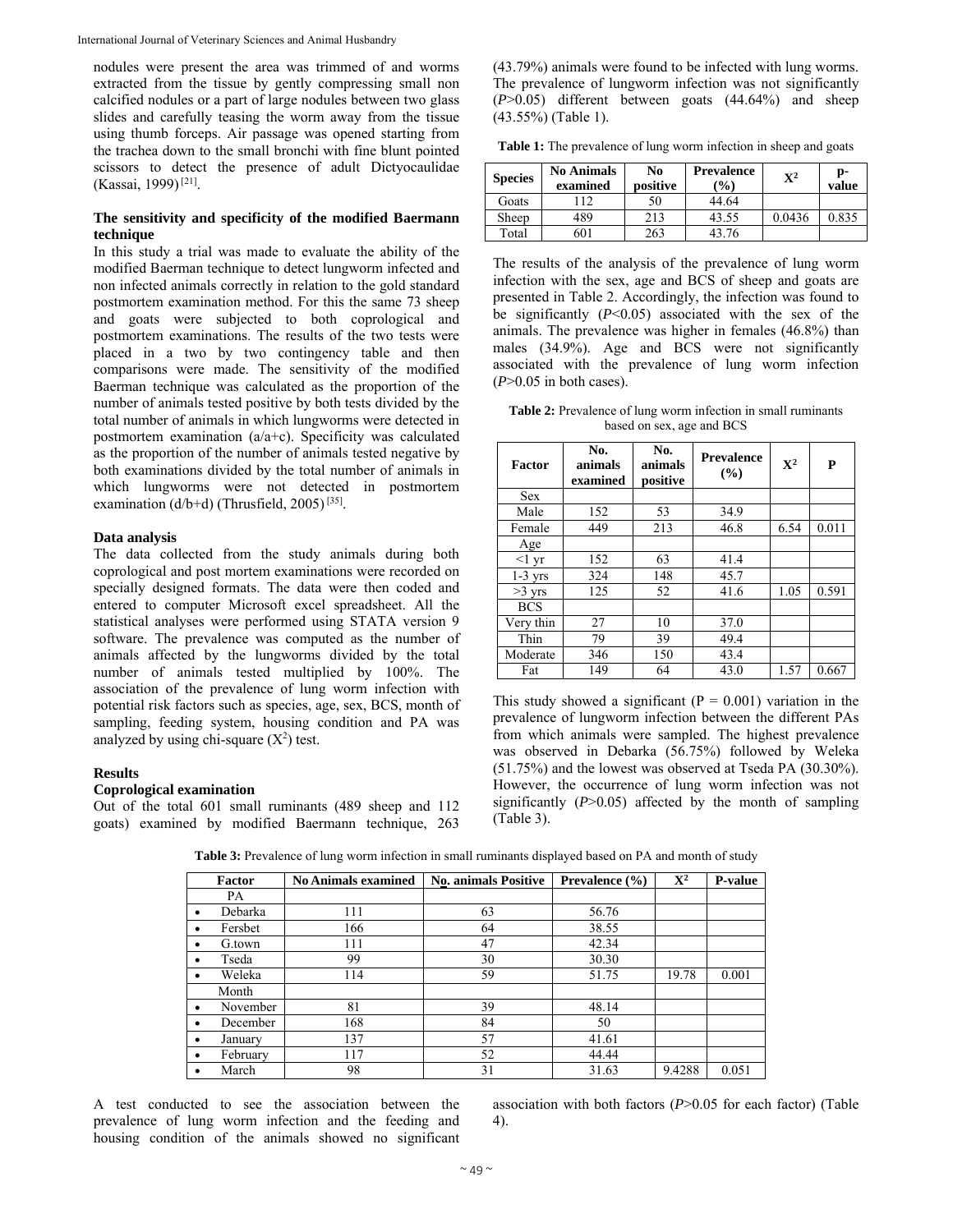nodules were present the area was trimmed of and worms extracted from the tissue by gently compressing small non calcified nodules or a part of large nodules between two glass slides and carefully teasing the worm away from the tissue using thumb forceps. Air passage was opened starting from the trachea down to the small bronchi with fine blunt pointed scissors to detect the presence of adult Dictyocaulidae (Kassai, 1999) [21].

### The sensitivity and specificity of the modified Baermann technique

In this study a trial was made to evaluate the ability of the modified Baerman technique to detect lungworm infected and non infected animals correctly in relation to the gold standard postmortem examination method. For this the same 73 sheep and goats were subjected to both coprological and postmortem examinations. The results of the two tests were placed in a two by two contingency table and then comparisons were made. The sensitivity of the modified Baerman technique was calculated as the proportion of the number of animals tested positive by both tests divided by the total number of animals in which lungworms were detected in postmortem examination (a/a+c). Specificity was calculated as the proportion of the number of animals tested negative by both examinations divided by the total number of animals in which lungworms were not detected in postmortem examination (d/b+d) (Thrusfield, 2005) [35].

### Data analysis

The data collected from the study animals during both coprological and post mortem examinations were recorded on specially designed formats. The data were then coded and entered to computer Microsoft excel spreadsheet. All the statistical analyses were performed using STATA version 9 software. The prevalence was computed as the number of animals affected by the lungworms divided by the total number of animals tested multiplied by 100%. The association of the prevalence of lung worm infection with potential risk factors such as species, age, sex, BCS, month of sampling, feeding system, housing condition and PA was analyzed by using chi-square ($X^2$) test.

## Results

### Coprological examination

Out of the total 601 small ruminants (489 sheep and 112 goats) examined by modified Baermann technique, 263 (43.79%) animals were found to be infected with lung worms. The prevalence of lungworm infection was not significantly (*P*>0.05) different between goats (44.64%) and sheep (43.55%) (Table 1).

**Table 1:** The prevalence of lung worm infection in sheep and goats

| Species | No Animals examined | No positive | Prevalence (%) | $X^2$ | p-value |
|---|---|---|---|---|---|
| Goats | 112 | 50 | 44.64 | | |
| Sheep | 489 | 213 | 43.55 | 0.0436 | 0.835 |
| Total | 601 | 263 | 43.76 | | |

The results of the analysis of the prevalence of lung worm infection with the sex, age and BCS of sheep and goats are presented in Table 2. Accordingly, the infection was found to be significantly (*P*<0.05) associated with the sex of the animals. The prevalence was higher in females (46.8%) than males (34.9%). Age and BCS were not significantly associated with the prevalence of lung worm infection (*P*>0.05 in both cases).

**Table 2:** Prevalence of lung worm infection in small ruminants based on sex, age and BCS

| Factor | No. animals examined | No. animals positive | Prevalence (%) | $X^2$ | P |
|---|---|---|---|---|---|
| Sex | | | | | |
| Male | 152 | 53 | 34.9 | | |
| Female | 449 | 213 | 46.8 | 6.54 | 0.011 |
| Age | | | | | |
| <1 yr | 152 | 63 | 41.4 | | |
| 1-3 yrs | 324 | 148 | 45.7 | | |
| >3 yrs | 125 | 52 | 41.6 | 1.05 | 0.591 |
| BCS | | | | | |
| Very thin | 27 | 10 | 37.0 | | |
| Thin | 79 | 39 | 49.4 | | |
| Moderate | 346 | 150 | 43.4 | | |
| Fat | 149 | 64 | 43.0 | 1.57 | 0.667 |

This study showed a significant (P = 0.001) variation in the prevalence of lungworm infection between the different PAs from which animals were sampled. The highest prevalence was observed in Debarka (56.75%) followed by Weleka (51.75%) and the lowest was observed at Tseda PA (30.30%). However, the occurrence of lung worm infection was not significantly (*P*>0.05) affected by the month of sampling (Table 3).

**Table 3:** Prevalence of lung worm infection in small ruminants displayed based on PA and month of study

| Factor | No Animals examined | No. animals Positive | Prevalence (%) | $X^2$ | P-value |
|---|---|---|---|---|---|
| PA | | | | | |
| • Debarka | 111 | 63 | 56.76 | | |
| • Fersbet | 166 | 64 | 38.55 | | |
| • G.town | 111 | 47 | 42.34 | | |
| • Tseda | 99 | 30 | 30.30 | | |
| • Weleka | 114 | 59 | 51.75 | 19.78 | 0.001 |
| Month | | | | | |
| • November | 81 | 39 | 48.14 | | |
| • December | 168 | 84 | 50 | | |
| • January | 137 | 57 | 41.61 | | |
| • February | 117 | 52 | 44.44 | | |
| • March | 98 | 31 | 31.63 | 9.4288 | 0.051 |

A test conducted to see the association between the prevalence of lung worm infection and the feeding and housing condition of the animals showed no significant association with both factors (*P*>0.05 for each factor) (Table 4).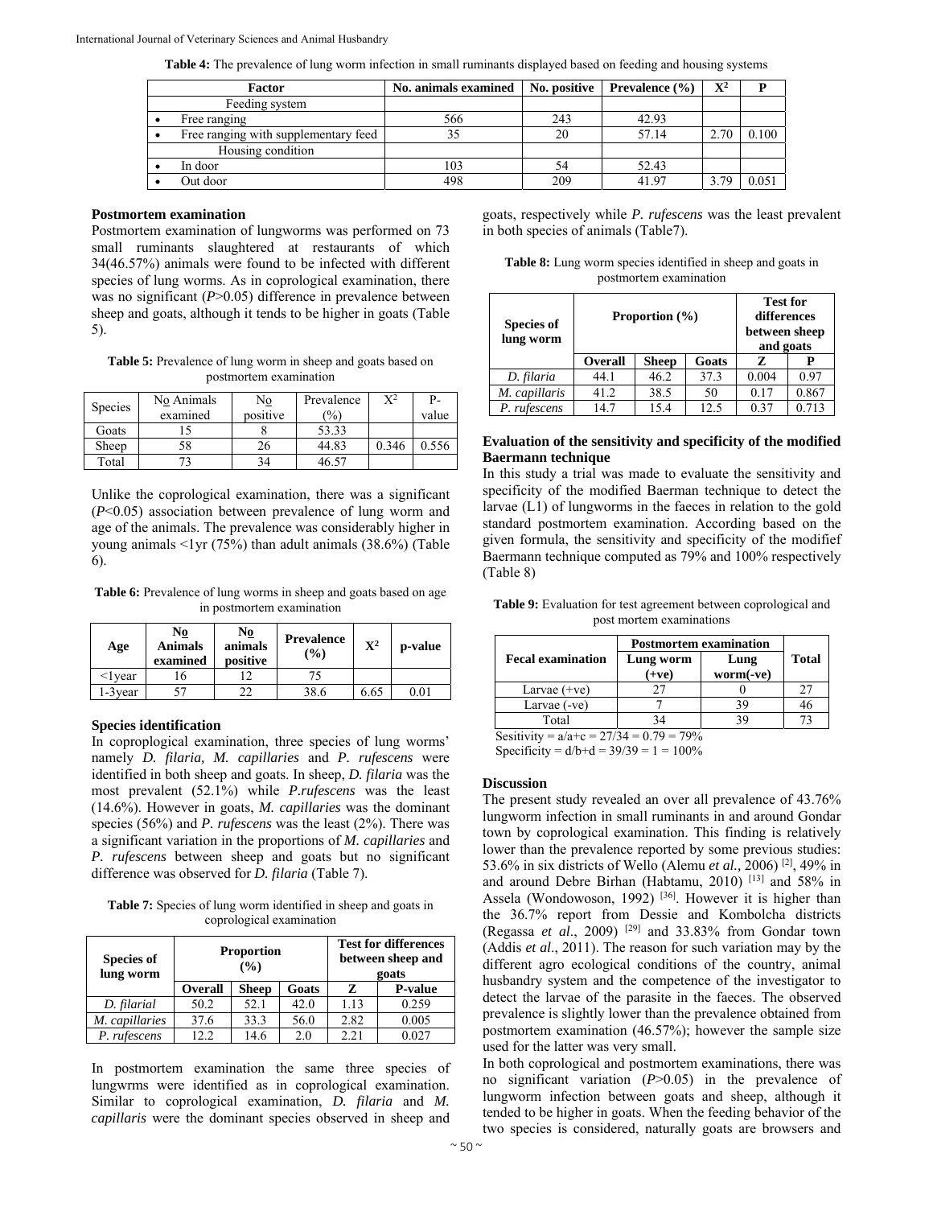**Table 4:** The prevalence of lung worm infection in small ruminants displayed based on feeding and housing systems

| Factor | No. animals examined | No. positive | Prevalence (%) | $X^2$ | P |
|---|---|---|---|---|---|
| Feeding system | | | | | |
| • Free ranging | 566 | 243 | 42.93 | | |
| • Free ranging with supplementary feed | 35 | 20 | 57.14 | 2.70 | 0.100 |
| Housing condition | | | | | |
| • In door | 103 | 54 | 52.43 | | |
| • Out door | 498 | 209 | 41.97 | 3.79 | 0.051 |

**Postmortem examination**

Postmortem examination of lungworms was performed on 73 small ruminants slaughtered at restaurants of which 34(46.57%) animals were found to be infected with different species of lung worms. As in coprological examination, there was no significant ($P$>0.05) difference in prevalence between sheep and goats, although it tends to be higher in goats (Table 5).

**Table 5:** Prevalence of lung worm in sheep and goats based on postmortem examination

| Species | No Animals examined | No positive | Prevalence (%) | $X^2$ | P-value |
|---|---|---|---|---|---|
| Goats | 15 | 8 | 53.33 | | |
| Sheep | 58 | 26 | 44.83 | 0.346 | 0.556 |
| Total | 73 | 34 | 46.57 | | |

Unlike the coprological examination, there was a significant ($P$<0.05) association between prevalence of lung worm and age of the animals. The prevalence was considerably higher in young animals <1yr (75%) than adult animals (38.6%) (Table 6).

**Table 6:** Prevalence of lung worms in sheep and goats based on age in postmortem examination

| Age | No Animals examined | No animals positive | Prevalence (%) | $X^2$ | p-value |
|---|---|---|---|---|---|
| <1year | 16 | 12 | 75 | | |
| 1-3year | 57 | 22 | 38.6 | 6.65 | 0.01 |

**Species identification**

In copproglical examination, three species of lung worms' namely *D. filaria, M. capillaries* and *P. rufescens* were identified in both sheep and goats. In sheep, *D. filaria* was the most prevalent (52.1%) while *P.rufescens* was the least (14.6%). However in goats, *M. capillaries* was the dominant species (56%) and *P. rufescens* was the least (2%). There was a significant variation in the proportions of *M. capillaries* and *P. rufescens* between sheep and goats but no significant difference was observed for *D. filaria* (Table 7).

**Table 7:** Species of lung worm identified in sheep and goats in coprological examination

| Species of lung worm | Proportion (%) | | | Test for differences between sheep and goats | |
|---|---|---|---|---|---|
| | Overall | Sheep | Goats | Z | P-value |
| *D. filarial* | 50.2 | 52.1 | 42.0 | 1.13 | 0.259 |
| *M. capillaries* | 37.6 | 33.3 | 56.0 | 2.82 | 0.005 |
| *P. rufescens* | 12.2 | 14.6 | 2.0 | 2.21 | 0.027 |

In postmortem examination the same three species of lungwrms were identified as in coprological examination. Similar to coprological examination, *D. filaria* and *M. capillaris* were the dominant species observed in sheep and goats, respectively while *P. rufescens* was the least prevalent in both species of animals (Table7).

**Table 8:** Lung worm species identified in sheep and goats in postmortem examination

| Species of lung worm | Proportion (%) | | | Test for differences between sheep and goats | |
|---|---|---|---|---|---|
| | Overall | Sheep | Goats | Z | P |
| *D. filaria* | 44.1 | 46.2 | 37.3 | 0.004 | 0.97 |
| *M. capillaris* | 41.2 | 38.5 | 50 | 0.17 | 0.867 |
| *P. rufescens* | 14.7 | 15.4 | 12.5 | 0.37 | 0.713 |

**Evaluation of the sensitivity and specificity of the modified Baermann technique**

In this study a trial was made to evaluate the sensitivity and specificity of the modified Baerman technique to detect the larvae (L1) of lungworms in the faeces in relation to the gold standard postmortem examination. According based on the given formula, the sensitivity and specificity of the modifief Baermann technique computed as 79% and 100% respectively (Table 8)

**Table 9:** Evaluation for test agreement between coprological and post mortem examinations

| Fecal examination | Postmortem examination | | Total |
|---|---|---|---|
| | Lung worm (+ve) | Lung worm(-ve) | |
| Larvae (+ve) | 27 | 0 | 27 |
| Larvae (-ve) | 7 | 39 | 46 |
| Total | 34 | 39 | 73 |

Sesitivity = a/a+c = 27/34 = 0.79 = 79%
Specificity = d/b+d = 39/39 = 1 = 100%

## Discussion

The present study revealed an over all prevalence of 43.76% lungworm infection in small ruminants in and around Gondar town by coprological examination. This finding is relatively lower than the prevalence reported by some previous studies: 53.6% in six districts of Wello (Alemu *et al.,* 2006) [2], 49% in and around Debre Birhan (Habtamu, 2010) [13] and 58% in Assela (Wondowoson, 1992) [36]. However it is higher than the 36.7% report from Dessie and Kombolcha districts (Regassa *et al*., 2009) [29] and 33.83% from Gondar town (Addis *et al*., 2011). The reason for such variation may by the different agro ecological conditions of the country, animal husbandry system and the competence of the investigator to detect the larvae of the parasite in the faeces. The observed prevalence is slightly lower than the prevalence obtained from postmortem examination (46.57%); however the sample size used for the latter was very small.

In both coprological and postmortem examinations, there was no significant variation ($P$>0.05) in the prevalence of lungworm infection between goats and sheep, although it tended to be higher in goats. When the feeding behavior of the two species is considered, naturally goats are browsers and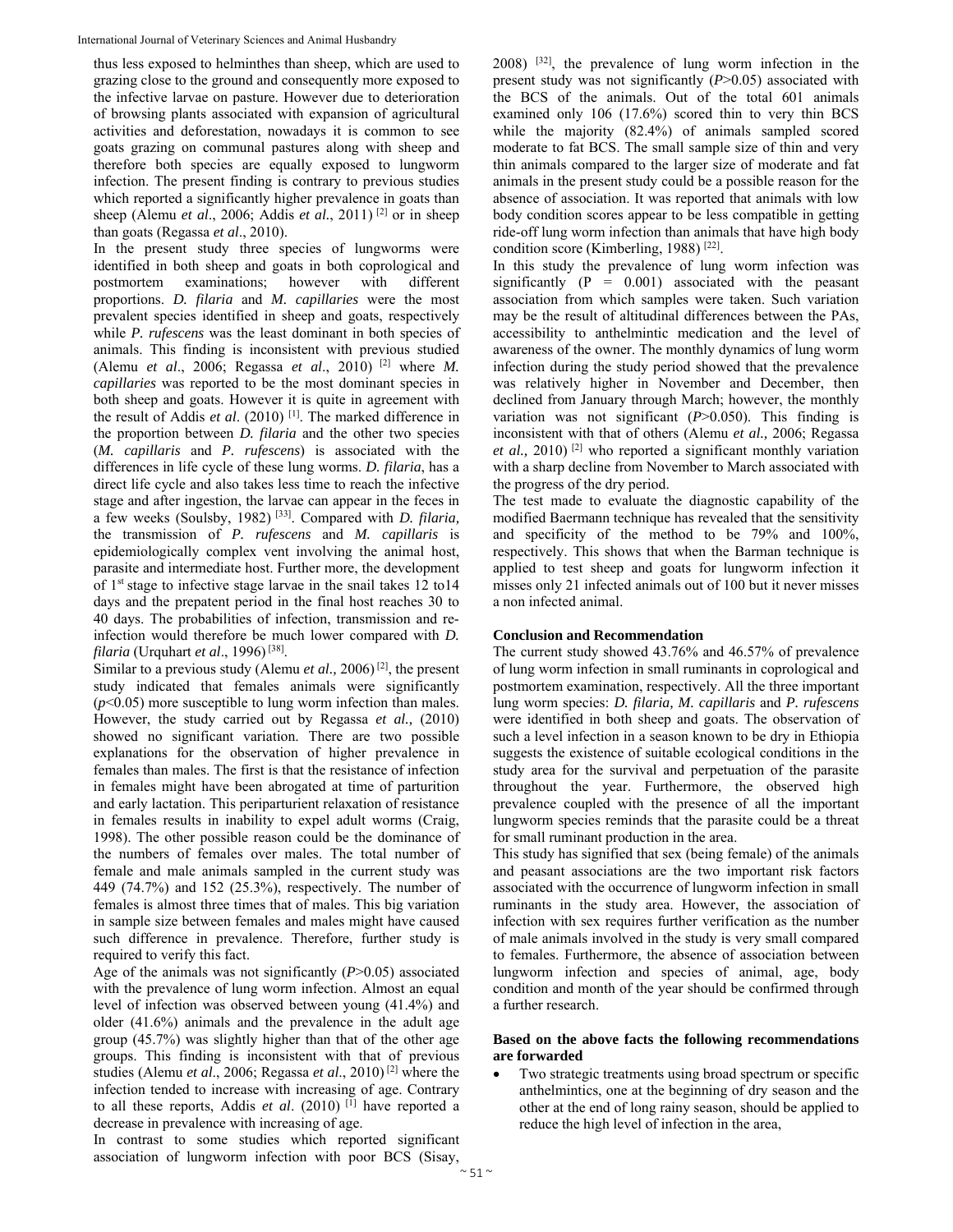thus less exposed to helminthes than sheep, which are used to grazing close to the ground and consequently more exposed to the infective larvae on pasture. However due to deterioration of browsing plants associated with expansion of agricultural activities and deforestation, nowadays it is common to see goats grazing on communal pastures along with sheep and therefore both species are equally exposed to lungworm infection. The present finding is contrary to previous studies which reported a significantly higher prevalence in goats than sheep (Alemu *et al*., 2006; Addis *et al.*, 2011) [2] or in sheep than goats (Regassa *et al*., 2010).

In the present study three species of lungworms were identified in both sheep and goats in both coprological and postmortem examinations; however with different proportions. *D. filaria* and *M. capillaries* were the most prevalent species identified in sheep and goats, respectively while *P. rufescens* was the least dominant in both species of animals. This finding is inconsistent with previous studied (Alemu *et al*., 2006; Regassa *et al*., 2010) [2] where *M. capillaries* was reported to be the most dominant species in both sheep and goats. However it is quite in agreement with the result of Addis *et al*. (2010) [1]. The marked difference in the proportion between *D. filaria* and the other two species (*M. capillaris* and *P. rufescens*) is associated with the differences in life cycle of these lung worms. *D. filaria*, has a direct life cycle and also takes less time to reach the infective stage and after ingestion, the larvae can appear in the feces in a few weeks (Soulsby, 1982) [33]. Compared with *D. filaria,* the transmission of *P. rufescens* and *M. capillaris* is epidemiologically complex vent involving the animal host, parasite and intermediate host. Further more, the development of 1st stage to infective stage larvae in the snail takes 12 to14 days and the prepatent period in the final host reaches 30 to 40 days. The probabilities of infection, transmission and re-infection would therefore be much lower compared with *D. filaria* (Urquhart *et al*., 1996) [38].

Similar to a previous study (Alemu *et al.,* 2006) [2], the present study indicated that females animals were significantly ($p$<0.05) more susceptible to lung worm infection than males. However, the study carried out by Regassa *et al.,* (2010) showed no significant variation. There are two possible explanations for the observation of higher prevalence in females than males. The first is that the resistance of infection in females might have been abrogated at time of parturition and early lactation. This periparturient relaxation of resistance in females results in inability to expel adult worms (Craig, 1998). The other possible reason could be the dominance of the numbers of females over males. The total number of female and male animals sampled in the current study was 449 (74.7%) and 152 (25.3%), respectively. The number of females is almost three times that of males. This big variation in sample size between females and males might have caused such difference in prevalence. Therefore, further study is required to verify this fact.

Age of the animals was not significantly ($P$>0.05) associated with the prevalence of lung worm infection. Almost an equal level of infection was observed between young (41.4%) and older (41.6%) animals and the prevalence in the adult age group (45.7%) was slightly higher than that of the other age groups. This finding is inconsistent with that of previous studies (Alemu *et al*., 2006; Regassa *et al*., 2010) [2] where the infection tended to increase with increasing of age. Contrary to all these reports, Addis *et al*. (2010) [1] have reported a decrease in prevalence with increasing of age.

In contrast to some studies which reported significant association of lungworm infection with poor BCS (Sisay, 2008) [32], the prevalence of lung worm infection in the present study was not significantly ($P$>0.05) associated with the BCS of the animals. Out of the total 601 animals examined only 106 (17.6%) scored thin to very thin BCS while the majority (82.4%) of animals sampled scored moderate to fat BCS. The small sample size of thin and very thin animals compared to the larger size of moderate and fat animals in the present study could be a possible reason for the absence of association. It was reported that animals with low body condition scores appear to be less compatible in getting ride-off lung worm infection than animals that have high body condition score (Kimberling, 1988) [22].

In this study the prevalence of lung worm infection was significantly ($P$ = 0.001) associated with the peasant association from which samples were taken. Such variation may be the result of altitudinal differences between the PAs, accessibility to anthelmintic medication and the level of awareness of the owner. The monthly dynamics of lung worm infection during the study period showed that the prevalence was relatively higher in November and December, then declined from January through March; however, the monthly variation was not significant ($P$>0.050). This finding is inconsistent with that of others (Alemu *et al.,* 2006; Regassa *et al.,* 2010) [2] who reported a significant monthly variation with a sharp decline from November to March associated with the progress of the dry period.

The test made to evaluate the diagnostic capability of the modified Baermann technique has revealed that the sensitivity and specificity of the method to be 79% and 100%, respectively. This shows that when the Barman technique is applied to test sheep and goats for lungworm infection it misses only 21 infected animals out of 100 but it never misses a non infected animal.

## Conclusion and Recommendation

The current study showed 43.76% and 46.57% of prevalence of lung worm infection in small ruminants in coprological and postmortem examination, respectively. All the three important lung worm species: *D. filaria, M. capillaris* and *P. rufescens* were identified in both sheep and goats. The observation of such a level infection in a season known to be dry in Ethiopia suggests the existence of suitable ecological conditions in the study area for the survival and perpetuation of the parasite throughout the year. Furthermore, the observed high prevalence coupled with the presence of all the important lungworm species reminds that the parasite could be a threat for small ruminant production in the area.

This study has signified that sex (being female) of the animals and peasant associations are the two important risk factors associated with the occurrence of lungworm infection in small ruminants in the study area. However, the association of infection with sex requires further verification as the number of male animals involved in the study is very small compared to females. Furthermore, the absence of association between lungworm infection and species of animal, age, body condition and month of the year should be confirmed through a further research.

**Based on the above facts the following recommendations are forwarded**

- Two strategic treatments using broad spectrum or specific anthelmintics, one at the beginning of dry season and the other at the end of long rainy season, should be applied to reduce the high level of infection in the area,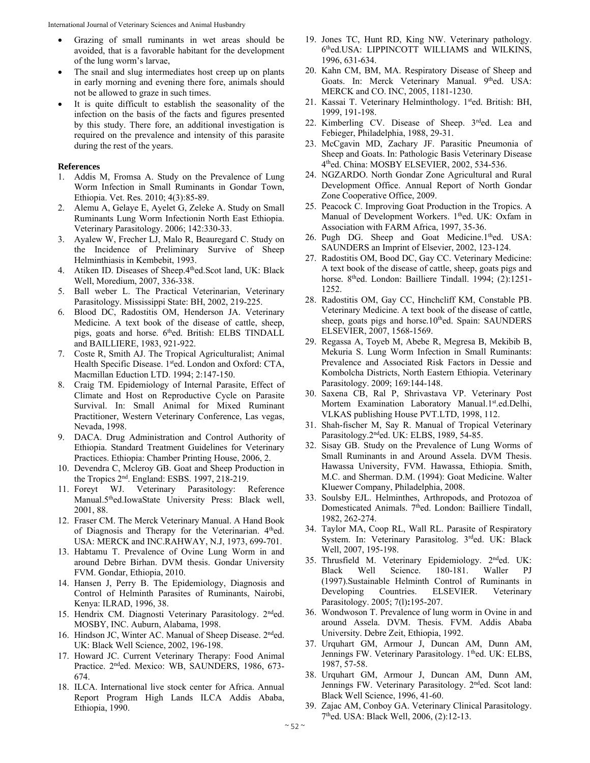- Grazing of small ruminants in wet areas should be avoided, that is a favorable habitant for the development of the lung worm's larvae,
- The snail and slug intermediates host creep up on plants in early morning and evening there fore, animals should not be allowed to graze in such times.
- It is quite difficult to establish the seasonality of the infection on the basis of the facts and figures presented by this study. There fore, an additional investigation is required on the prevalence and intensity of this parasite during the rest of the years.

## References

1. Addis M, Fromsa A. Study on the Prevalence of Lung Worm Infection in Small Ruminants in Gondar Town, Ethiopia. Vet. Res. 2010; 4(3):85-89.
2. Alemu A, Gelaye E, Ayelet G, Zeleke A. Study on Small Ruminants Lung Worm Infectionin North East Ethiopia. Veterinary Parasitology. 2006; 142:330-33.
3. Ayalew W, Frecher LJ, Malo R, Beauregard C. Study on the Incidence of Preliminary Survive of Sheep Helminthiasis in Kembebit, 1993.
4. Atiken ID. Diseases of Sheep.4thed.Scot land, UK: Black Well, Moredium, 2007, 336-338.
5. Ball weber L. The Practical Veterinarian, Veterinary Parasitology. Mississippi State: BH, 2002, 219-225.
6. Blood DC, Radostitis OM, Henderson JA. Veterinary Medicine. A text book of the disease of cattle, sheep, pigs, goats and horse. 6thed. British: ELBS TINDALL and BAILLIERE, 1983, 921-922.
7. Coste R, Smith AJ. The Tropical Agriculturalist; Animal Health Specific Disease. 1sted. London and Oxford: CTA, Macmillan Eduction LTD. 1994; 2:147-150.
8. Craig TM. Epidemiology of Internal Parasite, Effect of Climate and Host on Reproductive Cycle on Parasite Survival. In: Small Animal for Mixed Ruminant Practitioner, Western Veterinary Conference, Las vegas, Nevada, 1998.
9. DACA. Drug Administration and Control Authority of Ethiopia. Standard Treatment Guidelines for Veterinary Practices. Ethiopia: Chamber Printing House, 2006, 2.
10. Devendra C, Mcleroy GB. Goat and Sheep Production in the Tropics 2nd. England: ESBS. 1997, 218-219.
11. Foreyt WJ. Veterinary Parasitology: Reference Manual.5thed.IowaState University Press: Black well, 2001, 88.
12. Fraser CM. The Merck Veterinary Manual. A Hand Book of Diagnosis and Therapy for the Veterinarian. 4thed. USA: MERCK and INC.RAHWAY, N.J, 1973, 699-701.
13. Habtamu T. Prevalence of Ovine Lung Worm in and around Debre Birhan. DVM thesis. Gondar University FVM. Gondar, Ethiopia, 2010.
14. Hansen J, Perry B. The Epidemiology, Diagnosis and Control of Helminth Parasites of Ruminants, Nairobi, Kenya: ILRAD, 1996, 38.
15. Hendrix CM. Diagnosti Veterinary Parasitology. 2nded. MOSBY, INC. Auburn, Alabama, 1998.
16. Hindson JC, Winter AC. Manual of Sheep Disease. 2nded. UK: Black Well Science, 2002, 196-198.
17. Howard JC. Current Veterinary Therapy: Food Animal Practice. 2nded. Mexico: WB, SAUNDERS, 1986, 673-674.
18. ILCA. International live stock center for Africa. Annual Report Program High Lands ILCA Addis Ababa, Ethiopia, 1990.
19. Jones TC, Hunt RD, King NW. Veterinary pathology. 6thed.USA: LIPPINCOTT WILLIAMS and WILKINS, 1996, 631-634.
20. Kahn CM, BM, MA. Respiratory Disease of Sheep and Goats. In: Merck Veterinary Manual. 9thed. USA: MERCK and CO. INC, 2005, 1181-1230.
21. Kassai T. Veterinary Helminthology. 1sted. British: BH, 1999, 191-198.
22. Kimberling CV. Disease of Sheep. 3rded. Lea and Febieger, Philadelphia, 1988, 29-31.
23. McCgavin MD, Zachary JF. Parasitic Pneumonia of Sheep and Goats. In: Pathologic Basis Veterinary Disease 4thed. China: MOSBY ELSEVIER, 2002, 534-536.
24. NGZARDO. North Gondar Zone Agricultural and Rural Development Office. Annual Report of North Gondar Zone Cooperative Office, 2009.
25. Peacock C. Improving Goat Production in the Tropics. A Manual of Development Workers. 1thed. UK: Oxfam in Association with FARM Africa, 1997, 35-36.
26. Pugh DG. Sheep and Goat Medicine.1thed. USA: SAUNDERS an Imprint of Elsevier, 2002, 123-124.
27. Radostitis OM, Bood DC, Gay CC. Veterinary Medicine: A text book of the disease of cattle, sheep, goats pigs and horse. 8thed. London: Bailliere Tindall. 1994; (2):1251-1252.
28. Radostitis OM, Gay CC, Hinchcliff KM, Constable PB. Veterinary Medicine. A text book of the disease of cattle, sheep, goats pigs and horse.10thed. Spain: SAUNDERS ELSEVIER, 2007, 1568-1569.
29. Regassa A, Toyeb M, Abebe R, Megresa B, Mekibib B, Mekuria S. Lung Worm Infection in Small Ruminants: Prevalence and Associated Risk Factors in Dessie and Kombolcha Districts, North Eastern Ethiopia. Veterinary Parasitology. 2009; 169:144-148.
30. Saxena CB, Ral P, Shrivastava VP. Veterinary Post Mortem Examination Laboratory Manual.1st.ed.Delhi, VLKAS publishing House PVT.LTD, 1998, 112.
31. Shah-fischer M, Say R. Manual of Tropical Veterinary Parasitology.2nded. UK: ELBS, 1989, 54-85.
32. Sisay GB. Study on the Prevalence of Lung Worms of Small Ruminants in and Around Assela. DVM Thesis. Hawassa University, FVM. Hawassa, Ethiopia. Smith, M.C. and Sherman. D.M. (1994): Goat Medicine. Walter Kluewer Company, Philadelphia, 2008.
33. Soulsby EJL. Helminthes, Arthropods, and Protozoa of Domesticated Animals. 7thed. London: Bailliere Tindall, 1982, 262-274.
34. Taylor MA, Coop RL, Wall RL. Parasite of Respiratory System. In: Veterinary Parasitolog. 3rded. UK: Black Well, 2007, 195-198.
35. Thrusfield M. Veterinary Epidemiology. 2nded. UK: Black Well Science. 180-181. Waller PJ (1997).Sustainable Helminth Control of Ruminants in Developing Countries. ELSEVIER. Veterinary Parasitology. 2005; 7(l):195-207.
36. Wondwoson T. Prevalence of lung worm in Ovine in and around Assela. DVM. Thesis. FVM. Addis Ababa University. Debre Zeit, Ethiopia, 1992.
37. Urquhart GM, Armour J, Duncan AM, Dunn AM, Jennings FW. Veterinary Parasitology. 1thed. UK: ELBS, 1987, 57-58.
38. Urquhart GM, Armour J, Duncan AM, Dunn AM, Jennings FW. Veterinary Parasitology. 2nded. Scot land: Black Well Science, 1996, 41-60.
39. Zajac AM, Conboy GA. Veterinary Clinical Parasitology. 7thed. USA: Black Well, 2006, (2):12-13.